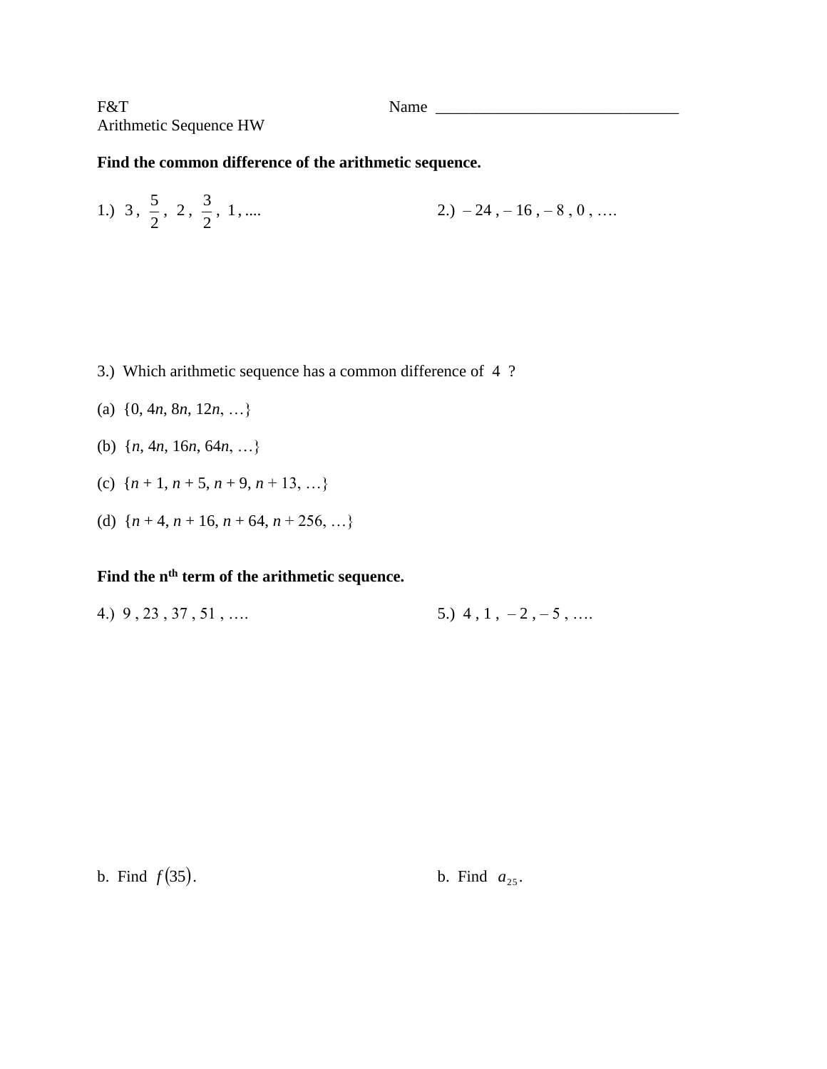F&T Name ______________________________

Arithmetic Sequence HW

**Find the common difference of the arithmetic sequence.**

1.) $3, \frac{5}{2}, 2, \frac{3}{2}, 1, ....$

2.) $-24, -16, -8, 0, ....$

3.) Which arithmetic sequence has a common difference of 4 ?

(a) $\{0, 4n, 8n, 12n, \ldots\}$

(b) $\{n, 4n, 16n, 64n, \ldots\}$

(c) $\{n + 1, n + 5, n + 9, n + 13, \ldots\}$

(d) $\{n + 4, n + 16, n + 64, n + 256, \ldots\}$

**Find the n<sup>th</sup> term of the arithmetic sequence.**

4.) $9, 23, 37, 51, ....$

b. Find $f(35)$.

5.) $4, 1, -2, -5, ....$

b. Find $a_{25}$.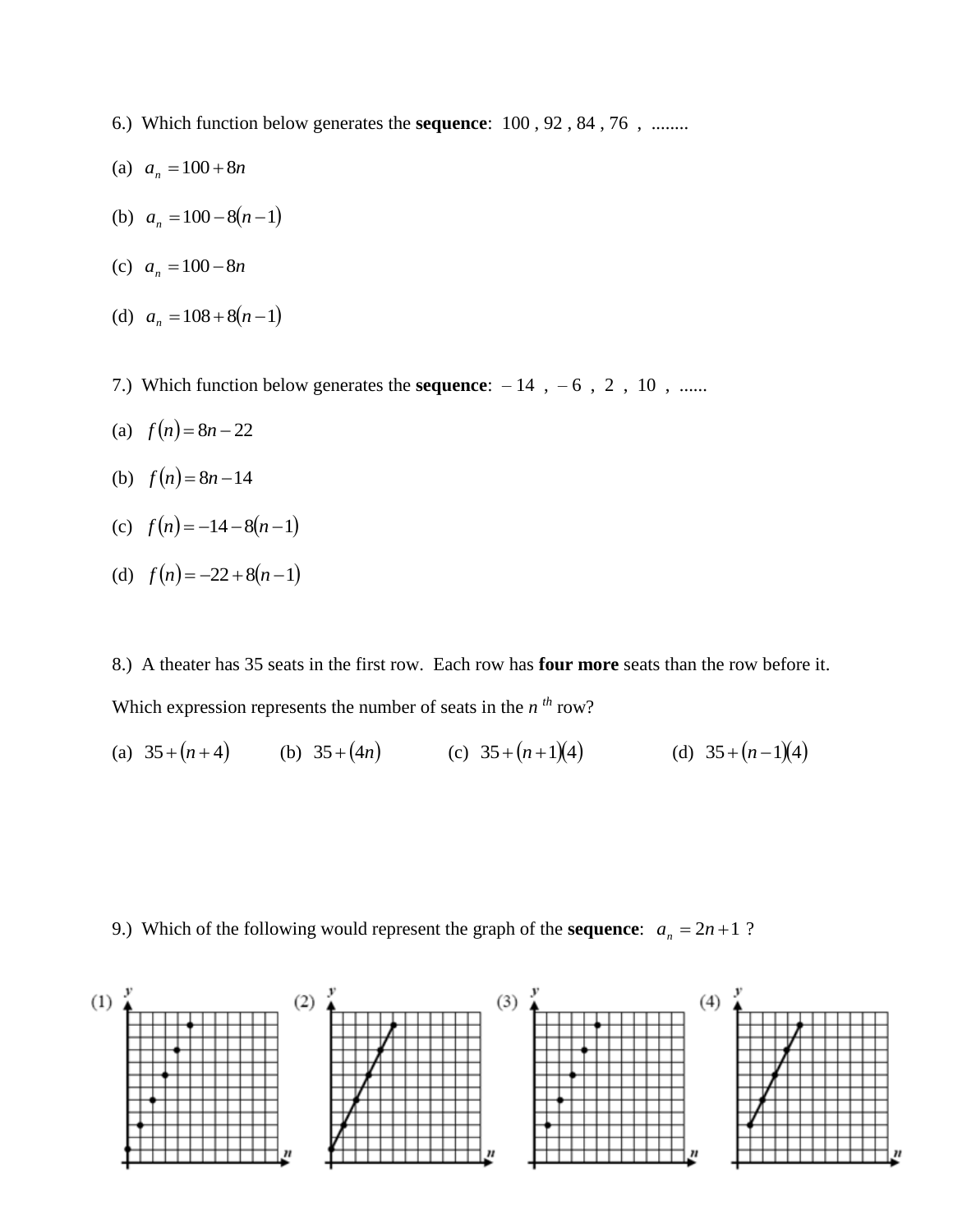6.) Which function below generates the **sequence**: 100 , 92 , 84 , 76 , ........

(a) $a_n = 100 + 8n$

(b) $a_n = 100 - 8(n-1)$

(c) $a_n = 100 - 8n$

(d) $a_n = 108 + 8(n-1)$

7.) Which function below generates the **sequence**: – 14 , – 6 , 2 , 10 , ......

(a) $f(n) = 8n - 22$

(b) $f(n) = 8n - 14$

(c) $f(n) = -14 - 8(n-1)$

(d) $f(n) = -22 + 8(n-1)$

8.) A theater has 35 seats in the first row. Each row has **four more** seats than the row before it.

Which expression represents the number of seats in the $n^{th}$ row?

(a) $35 + (n+4)$ (b) $35 + (4n)$ (c) $35 + (n+1)(4)$ (d) $35 + (n-1)(4)$

9.) Which of the following would represent the graph of the **sequence**: $a_n = 2n + 1$ ?

(1)
y
n

(2)
y
n

(3)
y
n

(4)
y
n